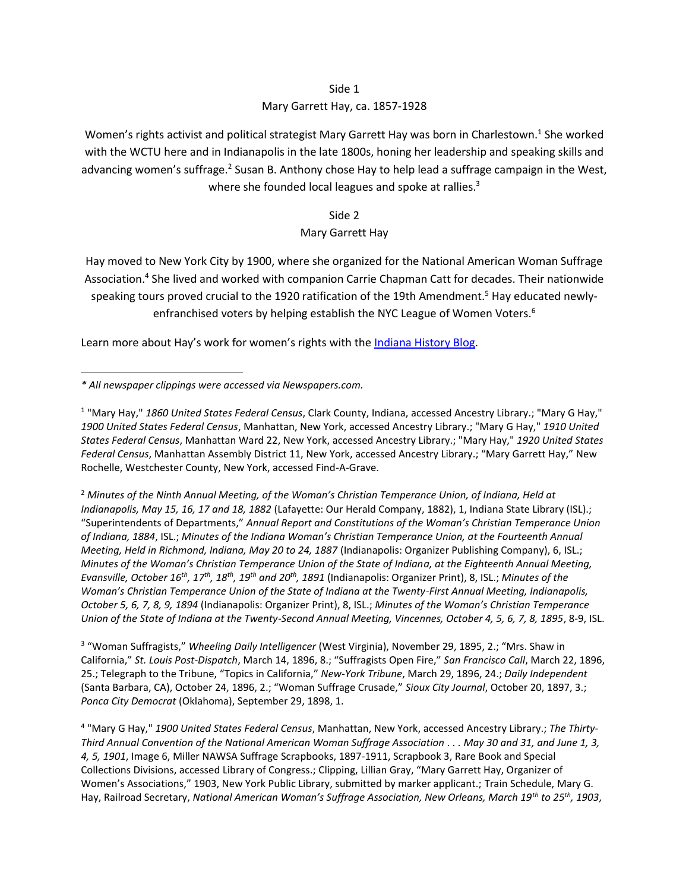Side 1

Mary Garrett Hay, ca. 1857-1928

Women's rights activist and political strategist Mary Garrett Hay was born in Charlestown.[1] She worked with the WCTU here and in Indianapolis in the late 1800s, honing her leadership and speaking skills and advancing women's suffrage.[2] Susan B. Anthony chose Hay to help lead a suffrage campaign in the West, where she founded local leagues and spoke at rallies.[3]

Side 2

Mary Garrett Hay

Hay moved to New York City by 1900, where she organized for the National American Woman Suffrage Association.[4] She lived and worked with companion Carrie Chapman Catt for decades. Their nationwide speaking tours proved crucial to the 1920 ratification of the 19th Amendment.[5] Hay educated newly-enfranchised voters by helping establish the NYC League of Women Voters.[6]

Learn more about Hay's work for women's rights with the [Indiana History Blog]().

---

*\* All newspaper clippings were accessed via Newspapers.com.*

[1] "Mary Hay," *1860 United States Federal Census*, Clark County, Indiana, accessed Ancestry Library.; "Mary G Hay," *1900 United States Federal Census*, Manhattan, New York, accessed Ancestry Library.; "Mary G Hay," *1910 United States Federal Census*, Manhattan Ward 22, New York, accessed Ancestry Library.; "Mary Hay," *1920 United States Federal Census*, Manhattan Assembly District 11, New York, accessed Ancestry Library.; "Mary Garrett Hay," New Rochelle, Westchester County, New York, accessed Find-A-Grave.

[2] *Minutes of the Ninth Annual Meeting, of the Woman's Christian Temperance Union, of Indiana, Held at Indianapolis, May 15, 16, 17 and 18, 1882* (Lafayette: Our Herald Company, 1882), 1, Indiana State Library (ISL).; "Superintendents of Departments," *Annual Report and Constitutions of the Woman's Christian Temperance Union of Indiana, 1884*, ISL.; *Minutes of the Indiana Woman's Christian Temperance Union, at the Fourteenth Annual Meeting, Held in Richmond, Indiana, May 20 to 24, 1887* (Indianapolis: Organizer Publishing Company), 6, ISL.; *Minutes of the Woman's Christian Temperance Union of the State of Indiana, at the Eighteenth Annual Meeting, Evansville, October 16th, 17th, 18th, 19th and 20th, 1891* (Indianapolis: Organizer Print), 8, ISL.; *Minutes of the Woman's Christian Temperance Union of the State of Indiana at the Twenty-First Annual Meeting, Indianapolis, October 5, 6, 7, 8, 9, 1894* (Indianapolis: Organizer Print), 8, ISL.; *Minutes of the Woman's Christian Temperance Union of the State of Indiana at the Twenty-Second Annual Meeting, Vincennes, October 4, 5, 6, 7, 8, 1895*, 8-9, ISL.

[3] "Woman Suffragists," *Wheeling Daily Intelligencer* (West Virginia), November 29, 1895, 2.; "Mrs. Shaw in California," *St. Louis Post-Dispatch*, March 14, 1896, 8.; "Suffragists Open Fire," *San Francisco Call*, March 22, 1896, 25.; Telegraph to the Tribune, "Topics in California," *New-York Tribune*, March 29, 1896, 24.; *Daily Independent* (Santa Barbara, CA), October 24, 1896, 2.; "Woman Suffrage Crusade," *Sioux City Journal*, October 20, 1897, 3.; *Ponca City Democrat* (Oklahoma), September 29, 1898, 1.

[4] "Mary G Hay," *1900 United States Federal Census*, Manhattan, New York, accessed Ancestry Library.; *The Thirty-Third Annual Convention of the National American Woman Suffrage Association . . . May 30 and 31, and June 1, 3, 4, 5, 1901*, Image 6, Miller NAWSA Suffrage Scrapbooks, 1897-1911, Scrapbook 3, Rare Book and Special Collections Divisions, accessed Library of Congress.; Clipping, Lillian Gray, "Mary Garrett Hay, Organizer of Women's Associations," 1903, New York Public Library, submitted by marker applicant.; Train Schedule, Mary G. Hay, Railroad Secretary, *National American Woman's Suffrage Association, New Orleans, March 19th to 25th, 1903*,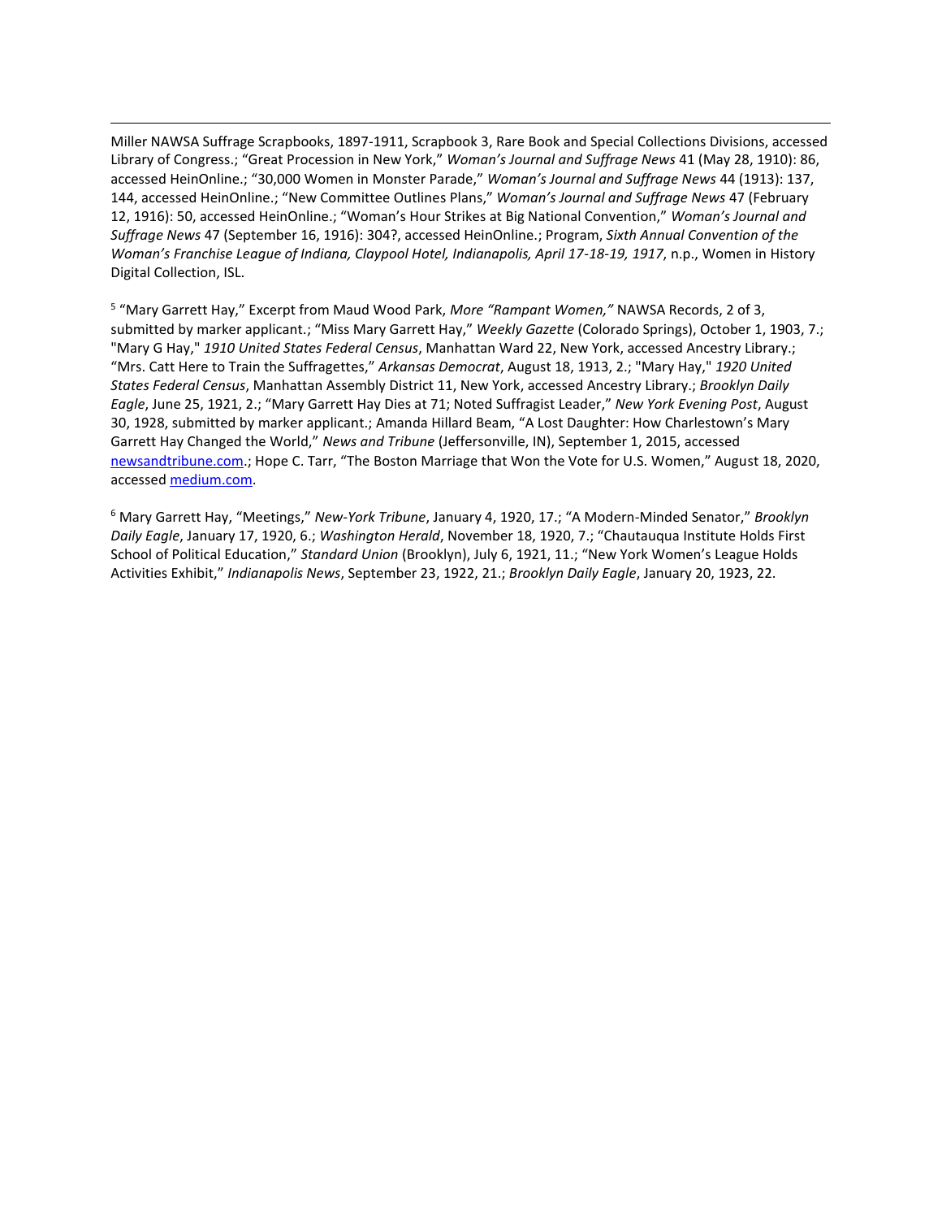Miller NAWSA Suffrage Scrapbooks, 1897-1911, Scrapbook 3, Rare Book and Special Collections Divisions, accessed Library of Congress.; “Great Procession in New York,” *Woman’s Journal and Suffrage News* 41 (May 28, 1910): 86, accessed HeinOnline.; “30,000 Women in Monster Parade,” *Woman’s Journal and Suffrage News* 44 (1913): 137, 144, accessed HeinOnline.; “New Committee Outlines Plans,” *Woman’s Journal and Suffrage News* 47 (February 12, 1916): 50, accessed HeinOnline.; “Woman’s Hour Strikes at Big National Convention,” *Woman’s Journal and Suffrage News* 47 (September 16, 1916): 304?, accessed HeinOnline.; Program, *Sixth Annual Convention of the Woman’s Franchise League of Indiana, Claypool Hotel, Indianapolis, April 17-18-19, 1917*, n.p., Women in History Digital Collection, ISL.

[5] “Mary Garrett Hay,” Excerpt from Maud Wood Park, *More “Rampant Women,”* NAWSA Records, 2 of 3, submitted by marker applicant.; “Miss Mary Garrett Hay,” *Weekly Gazette* (Colorado Springs), October 1, 1903, 7.; "Mary G Hay," *1910 United States Federal Census*, Manhattan Ward 22, New York, accessed Ancestry Library.; “Mrs. Catt Here to Train the Suffragettes,” *Arkansas Democrat*, August 18, 1913, 2.; "Mary Hay," *1920 United States Federal Census*, Manhattan Assembly District 11, New York, accessed Ancestry Library.; *Brooklyn Daily Eagle*, June 25, 1921, 2.; “Mary Garrett Hay Dies at 71; Noted Suffragist Leader,” *New York Evening Post*, August 30, 1928, submitted by marker applicant.; Amanda Hillard Beam, “A Lost Daughter: How Charlestown’s Mary Garrett Hay Changed the World,” *News and Tribune* (Jeffersonville, IN), September 1, 2015, accessed newsandtribune.com.; Hope C. Tarr, “The Boston Marriage that Won the Vote for U.S. Women,” August 18, 2020, accessed medium.com.

[6] Mary Garrett Hay, “Meetings,” *New-York Tribune*, January 4, 1920, 17.; “A Modern-Minded Senator,” *Brooklyn Daily Eagle*, January 17, 1920, 6.; *Washington Herald*, November 18, 1920, 7.; “Chautauqua Institute Holds First School of Political Education,” *Standard Union* (Brooklyn), July 6, 1921, 11.; “New York Women’s League Holds Activities Exhibit,” *Indianapolis News*, September 23, 1922, 21.; *Brooklyn Daily Eagle*, January 20, 1923, 22.